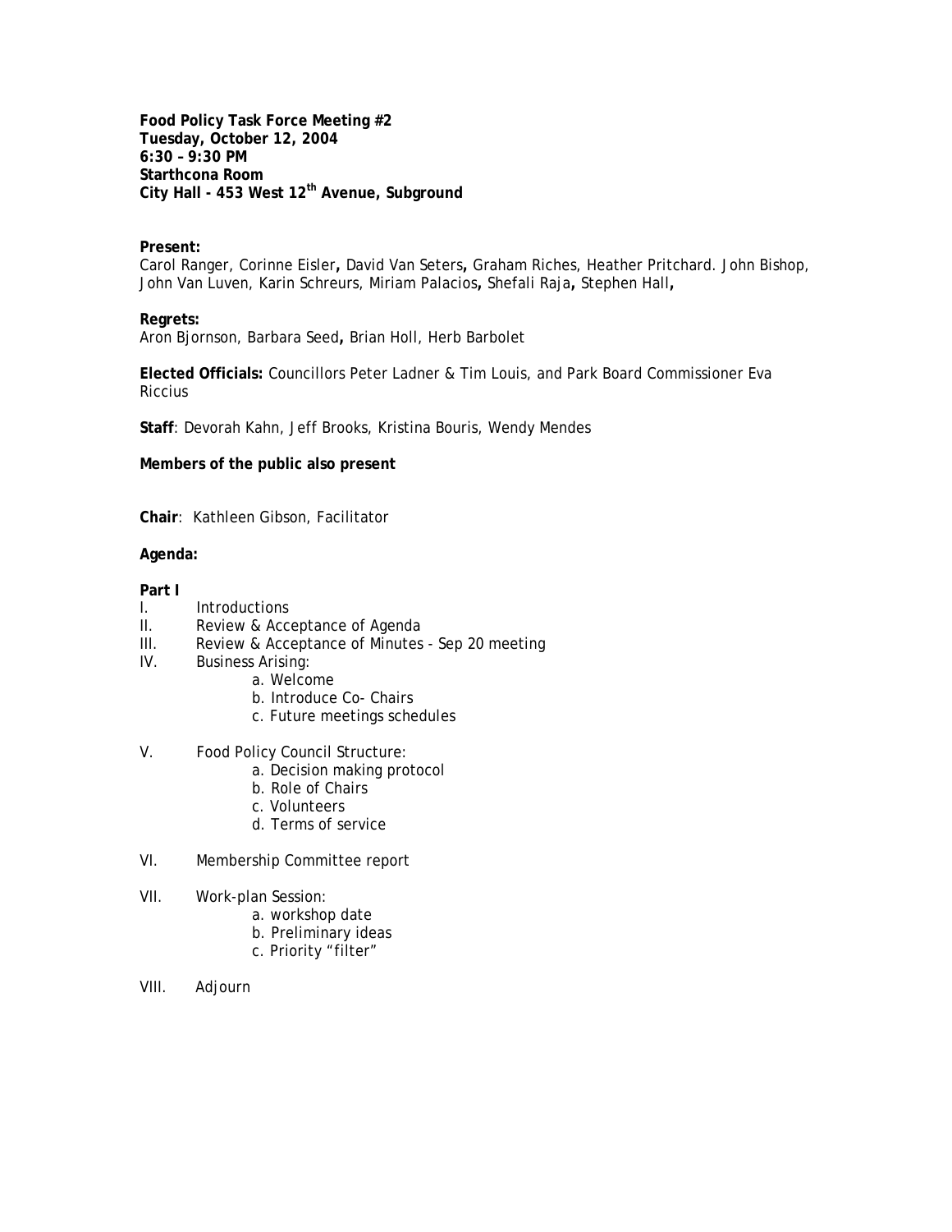**Food Policy Task Force Meeting #2**
**Tuesday, October 12, 2004**
**6:30 – 9:30 PM**
**Starthcona Room**
**City Hall - 453 West 12th Avenue, Subground**

**Present:**
Carol Ranger, Corinne Eisler**,** David Van Seters**,** Graham Riches, Heather Pritchard. John Bishop, John Van Luven, Karin Schreurs, Miriam Palacios**,** Shefali Raja**,** Stephen Hall**,**

**Regrets:**
Aron Bjornson, Barbara Seed**,** Brian Holl, Herb Barbolet

**Elected Officials:** Councillors Peter Ladner & Tim Louis, and Park Board Commissioner Eva Riccius

**Staff**: Devorah Kahn, Jeff Brooks, Kristina Bouris, Wendy Mendes

**Members of the public also present**

**Chair**: Kathleen Gibson, Facilitator

**Agenda:**

**Part I**

I. Introductions

II. Review & Acceptance of Agenda

III. Review & Acceptance of Minutes - Sep 20 meeting

IV. Business Arising:
   a. Welcome
   b. Introduce Co- Chairs
   c. Future meetings schedules

V. Food Policy Council Structure:
   a. Decision making protocol
   b. Role of Chairs
   c. Volunteers
   d. Terms of service

VI. Membership Committee report

VII. Work-plan Session:
   a. workshop date
   b. Preliminary ideas
   c. Priority "filter"

VIII. Adjourn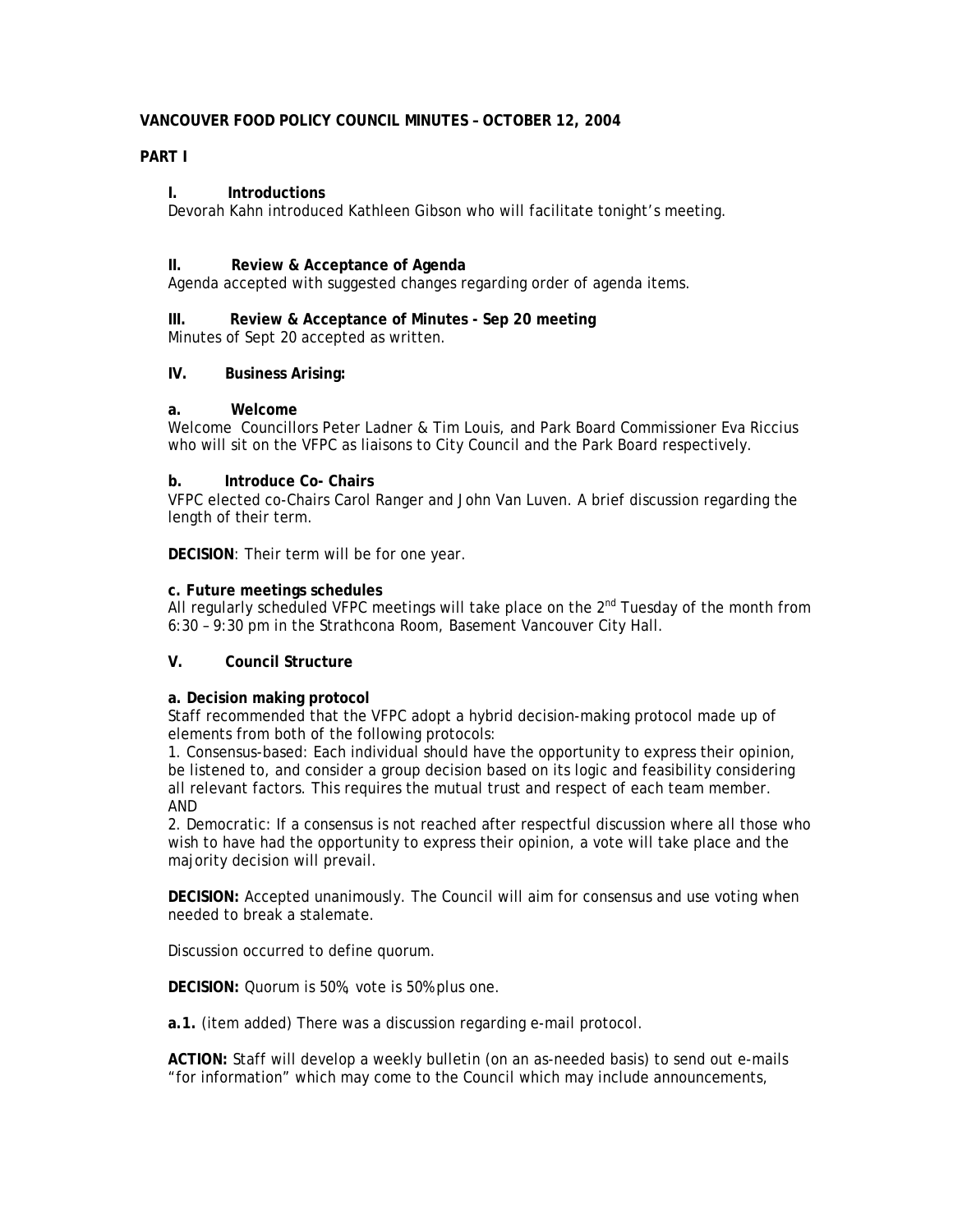**VANCOUVER FOOD POLICY COUNCIL MINUTES – OCTOBER 12, 2004**

**PART I**

**I. Introductions**

Devorah Kahn introduced Kathleen Gibson who will facilitate tonight's meeting.

**II. Review & Acceptance of Agenda**

Agenda accepted with suggested changes regarding order of agenda items.

**III. Review & Acceptance of Minutes - Sep 20 meeting**

Minutes of Sept 20 accepted as written.

**IV. Business Arising:**

**a. Welcome**

Welcome Councillors Peter Ladner & Tim Louis, and Park Board Commissioner Eva Riccius who will sit on the VFPC as liaisons to City Council and the Park Board respectively.

**b. Introduce Co- Chairs**

VFPC elected co-Chairs Carol Ranger and John Van Luven. A brief discussion regarding the length of their term.

**DECISION**: Their term will be for one year.

**c. Future meetings schedules**

All regularly scheduled VFPC meetings will take place on the 2nd Tuesday of the month from 6:30 – 9:30 pm in the Strathcona Room, Basement Vancouver City Hall.

**V. Council Structure**

**a. Decision making protocol**

Staff recommended that the VFPC adopt a hybrid decision-making protocol made up of elements from both of the following protocols:

1. Consensus-based: Each individual should have the opportunity to express their opinion, be listened to, and consider a group decision based on its logic and feasibility considering all relevant factors. This requires the mutual trust and respect of each team member.
AND
2. Democratic: If a consensus is not reached after respectful discussion where all those who wish to have had the opportunity to express their opinion, a vote will take place and the majority decision will prevail.

**DECISION:** Accepted unanimously. The Council will aim for consensus and use voting when needed to break a stalemate.

Discussion occurred to define quorum.

**DECISION:** Quorum is 50%, vote is 50% plus one.

**a.1.** (item added) There was a discussion regarding e-mail protocol.

**ACTION:** Staff will develop a weekly bulletin (on an as-needed basis) to send out e-mails "for information" which may come to the Council which may include announcements,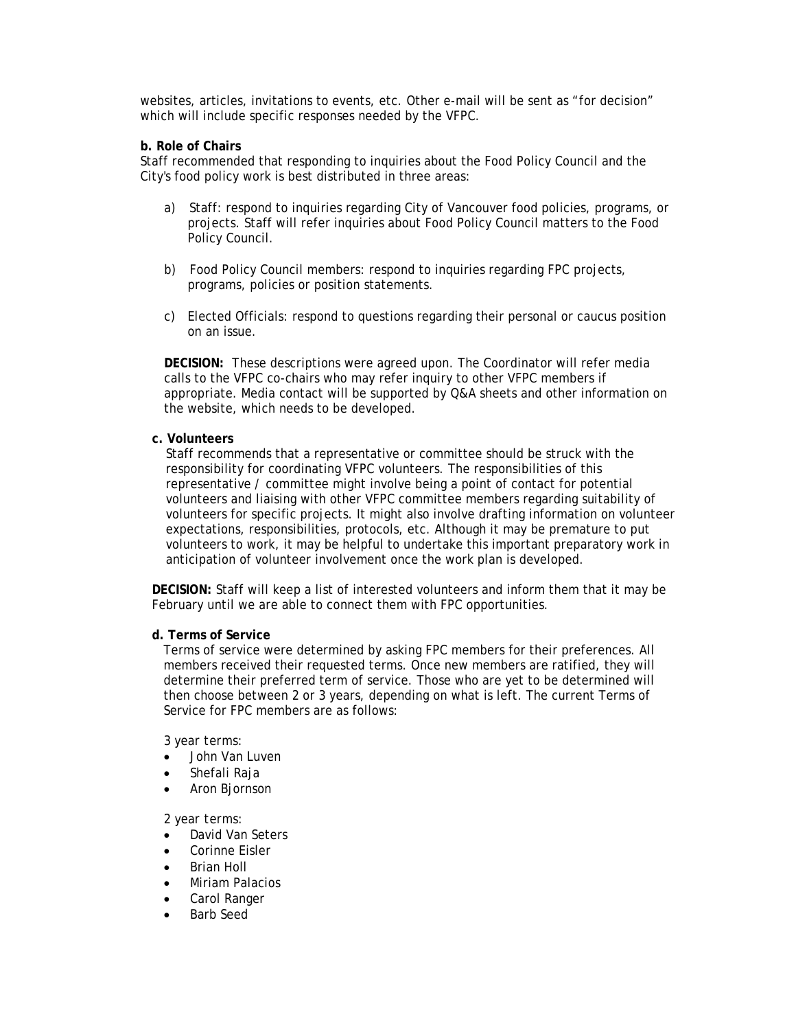websites, articles, invitations to events, etc. Other e-mail will be sent as "for decision" which will include specific responses needed by the VFPC.

**b. Role of Chairs**

Staff recommended that responding to inquiries about the Food Policy Council and the City's food policy work is best distributed in three areas:

a) Staff: respond to inquiries regarding City of Vancouver food policies, programs, or projects. Staff will refer inquiries about Food Policy Council matters to the Food Policy Council.

b) Food Policy Council members: respond to inquiries regarding FPC projects, programs, policies or position statements.

c) Elected Officials: respond to questions regarding their personal or caucus position on an issue.

**DECISION:** These descriptions were agreed upon. The Coordinator will refer media calls to the VFPC co-chairs who may refer inquiry to other VFPC members if appropriate. Media contact will be supported by Q&A sheets and other information on the website, which needs to be developed.

**c. Volunteers**

Staff recommends that a representative or committee should be struck with the responsibility for coordinating VFPC volunteers. The responsibilities of this representative / committee might involve being a point of contact for potential volunteers and liaising with other VFPC committee members regarding suitability of volunteers for specific projects. It might also involve drafting information on volunteer expectations, responsibilities, protocols, etc. Although it may be premature to put volunteers to work, it may be helpful to undertake this important preparatory work in anticipation of volunteer involvement once the work plan is developed.

**DECISION:** Staff will keep a list of interested volunteers and inform them that it may be February until we are able to connect them with FPC opportunities.

**d. Terms of Service**

Terms of service were determined by asking FPC members for their preferences. All members received their requested terms. Once new members are ratified, they will determine their preferred term of service. Those who are yet to be determined will then choose between 2 or 3 years, depending on what is left. The current Terms of Service for FPC members are as follows:

3 year terms:

- John Van Luven
- Shefali Raja
- Aron Bjornson

2 year terms:

- David Van Seters
- Corinne Eisler
- Brian Holl
- Miriam Palacios
- Carol Ranger
- Barb Seed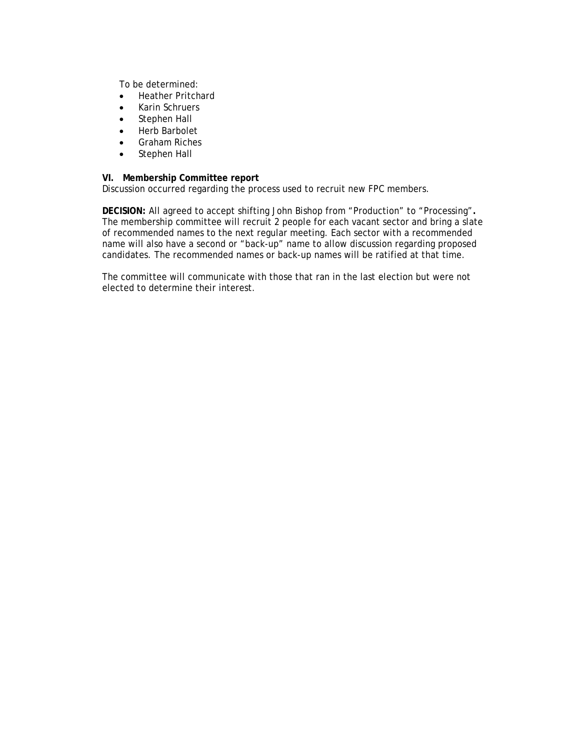To be determined:

- Heather Pritchard
- Karin Schruers
- Stephen Hall
- Herb Barbolet
- Graham Riches
- Stephen Hall

**VI. Membership Committee report**

Discussion occurred regarding the process used to recruit new FPC members.

**DECISION:** All agreed to accept shifting John Bishop from "Production" to "Processing"**.** The membership committee will recruit 2 people for each vacant sector and bring a slate of recommended names to the next regular meeting. Each sector with a recommended name will also have a second or "back-up" name to allow discussion regarding proposed candidates. The recommended names or back-up names will be ratified at that time.

The committee will communicate with those that ran in the last election but were not elected to determine their interest.